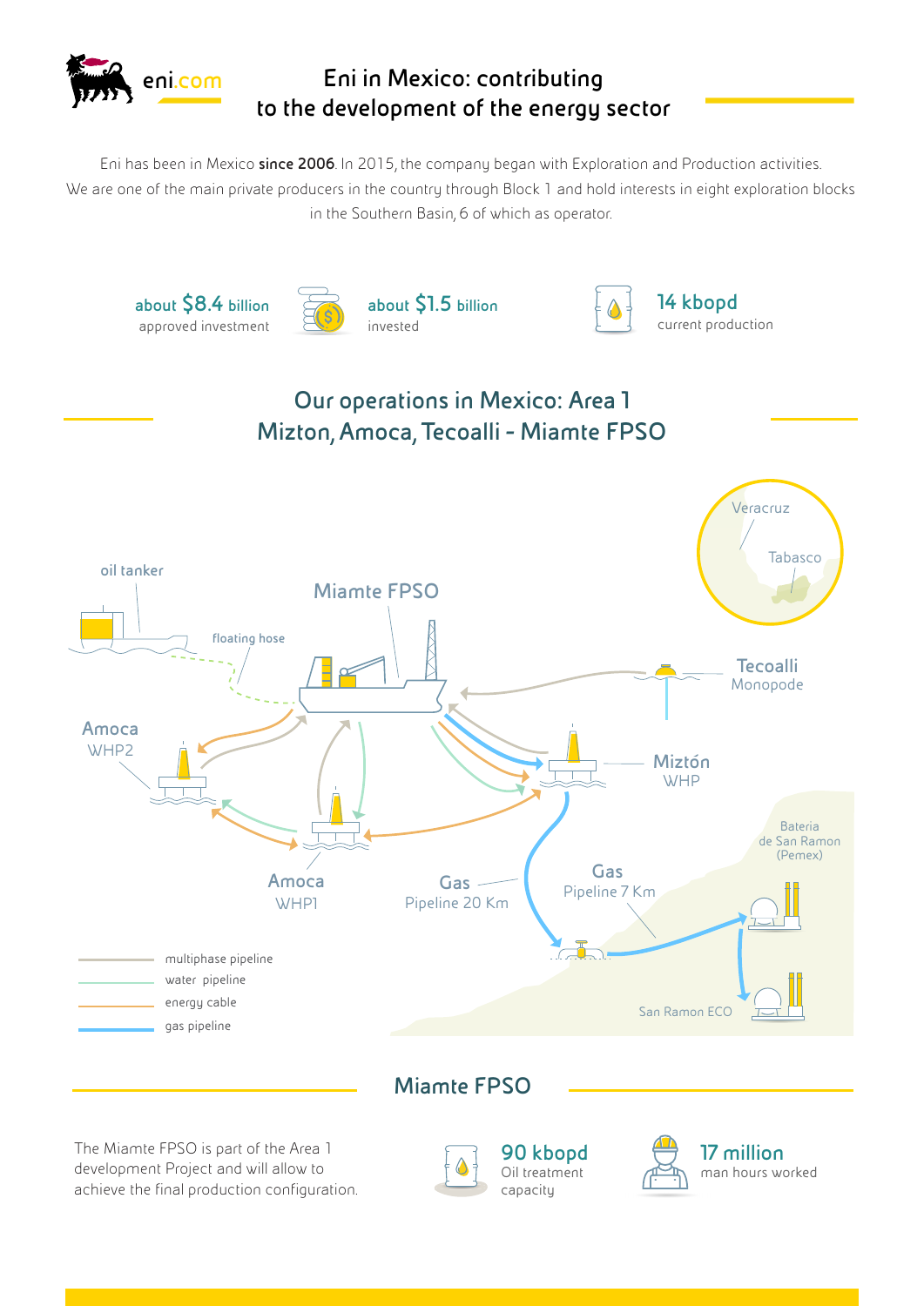eni.com

# Eni in Mexico: contributing to the development of the energy sector

Eni has been in Mexico **since 2006**. In 2015, the company began with Exploration and Production activities. We are one of the main private producers in the country through Block 1 and hold interests in eight exploration blocks in the Southern Basin, 6 of which as operator.

**about $8.4 billion**
approved investment

**about $1.5 billion**
invested

**14 kbopd**
current production

## Our operations in Mexico: Area 1
## Mizton, Amoca, Tecoalli - Miamte FPSO

Veracruz
Tabasco

oil tanker
floating hose
Miamte FPSO
Tecoalli Monopode
Amoca WHP2
Miztón WHP
Amoca WHP1
Gas Pipeline 20 Km
Gas Pipeline 7 Km
Bateria de San Ramon (Pemex)
San Ramon ECO

- multiphase pipeline
- water pipeline
- energy cable
- gas pipeline

## Miamte FPSO

The Miamte FPSO is part of the Area 1 development Project and will allow to achieve the final production configuration.

**90 kbopd**
Oil treatment capacity

**17 million**
man hours worked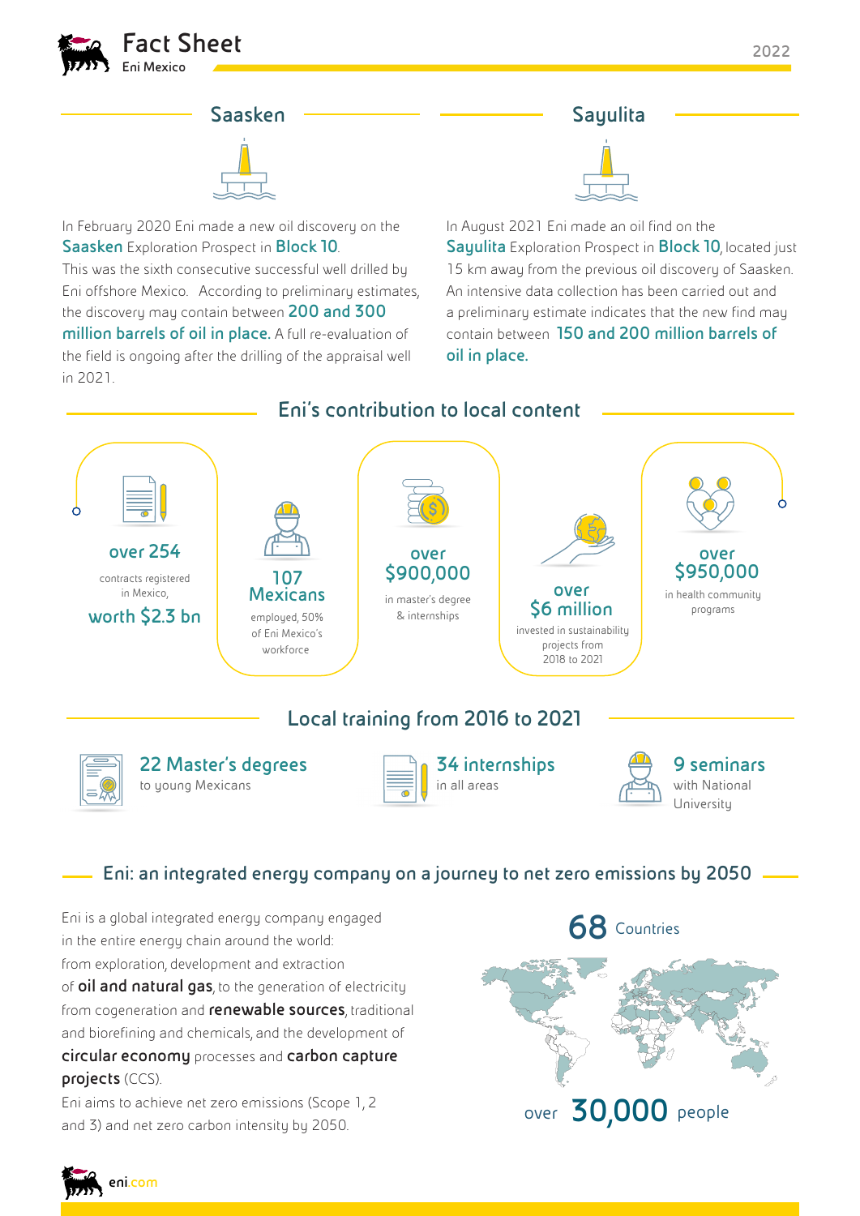# Fact Sheet

Eni Mexico

2022

## Saasken

In February 2020 Eni made a new oil discovery on the **Saasken** Exploration Prospect in **Block 10**.
This was the sixth consecutive successful well drilled by Eni offshore Mexico. According to preliminary estimates, the discovery may contain between **200 and 300 million barrels of oil in place.** A full re-evaluation of the field is ongoing after the drilling of the appraisal well in 2021.

## Sayulita

In August 2021 Eni made an oil find on the **Sayulita** Exploration Prospect in **Block 10**, located just 15 km away from the previous oil discovery of Saasken. An intensive data collection has been carried out and a preliminary estimate indicates that the new find may contain between **150 and 200 million barrels of oil in place.**

## Eni's contribution to local content

**over 254**
contracts registered in Mexico,
**worth $2.3 bn**

**107 Mexicans**
employed, 50% of Eni Mexico's workforce

**over $900,000**
in master's degree & internships

**over $6 million**
invested in sustainability projects from 2018 to 2021

**over $950,000**
in health community programs

## Local training from 2016 to 2021

**22 Master's degrees**
to young Mexicans

**34 internships**
in all areas

**9 seminars**
with National University

## Eni: an integrated energy company on a journey to net zero emissions by 2050

Eni is a global integrated energy company engaged in the entire energy chain around the world: from exploration, development and extraction of **oil and natural gas**, to the generation of electricity from cogeneration and **renewable sources**, traditional and biorefining and chemicals, and the development of **circular economy** processes and **carbon capture projects** (CCS).
Eni aims to achieve net zero emissions (Scope 1, 2 and 3) and net zero carbon intensity by 2050.

**68** Countries

over **30,000** people

eni.com